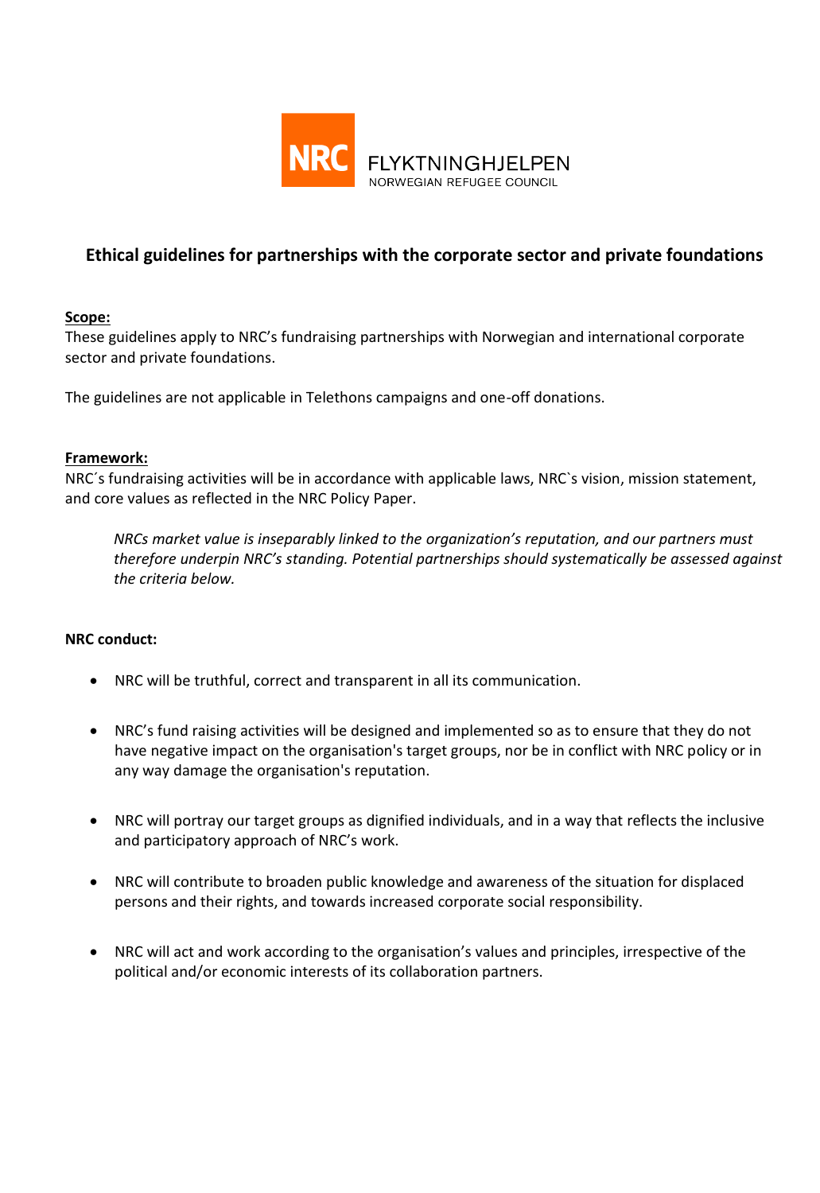NRC FLYKTNINGHJELPEN
NORWEGIAN REFUGEE COUNCIL

## Ethical guidelines for partnerships with the corporate sector and private foundations

**Scope:**

These guidelines apply to NRC's fundraising partnerships with Norwegian and international corporate sector and private foundations.

The guidelines are not applicable in Telethons campaigns and one-off donations.

**Framework:**

NRC´s fundraising activities will be in accordance with applicable laws, NRC`s vision, mission statement, and core values as reflected in the NRC Policy Paper.

> *NRCs market value is inseparably linked to the organization's reputation, and our partners must therefore underpin NRC's standing. Potential partnerships should systematically be assessed against the criteria below.*

**NRC conduct:**

- NRC will be truthful, correct and transparent in all its communication.
- NRC's fund raising activities will be designed and implemented so as to ensure that they do not have negative impact on the organisation's target groups, nor be in conflict with NRC policy or in any way damage the organisation's reputation.
- NRC will portray our target groups as dignified individuals, and in a way that reflects the inclusive and participatory approach of NRC's work.
- NRC will contribute to broaden public knowledge and awareness of the situation for displaced persons and their rights, and towards increased corporate social responsibility.
- NRC will act and work according to the organisation's values and principles, irrespective of the political and/or economic interests of its collaboration partners.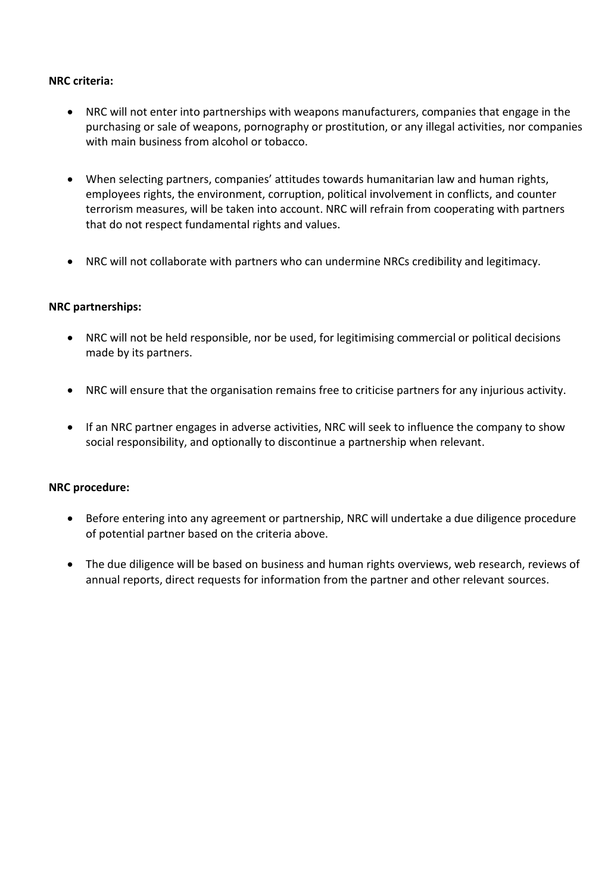**NRC criteria:**

- NRC will not enter into partnerships with weapons manufacturers, companies that engage in the purchasing or sale of weapons, pornography or prostitution, or any illegal activities, nor companies with main business from alcohol or tobacco.

- When selecting partners, companies' attitudes towards humanitarian law and human rights, employees rights, the environment, corruption, political involvement in conflicts, and counter terrorism measures, will be taken into account. NRC will refrain from cooperating with partners that do not respect fundamental rights and values.

- NRC will not collaborate with partners who can undermine NRCs credibility and legitimacy.

**NRC partnerships:**

- NRC will not be held responsible, nor be used, for legitimising commercial or political decisions made by its partners.

- NRC will ensure that the organisation remains free to criticise partners for any injurious activity.

- If an NRC partner engages in adverse activities, NRC will seek to influence the company to show social responsibility, and optionally to discontinue a partnership when relevant.

**NRC procedure:**

- Before entering into any agreement or partnership, NRC will undertake a due diligence procedure of potential partner based on the criteria above.

- The due diligence will be based on business and human rights overviews, web research, reviews of annual reports, direct requests for information from the partner and other relevant sources.